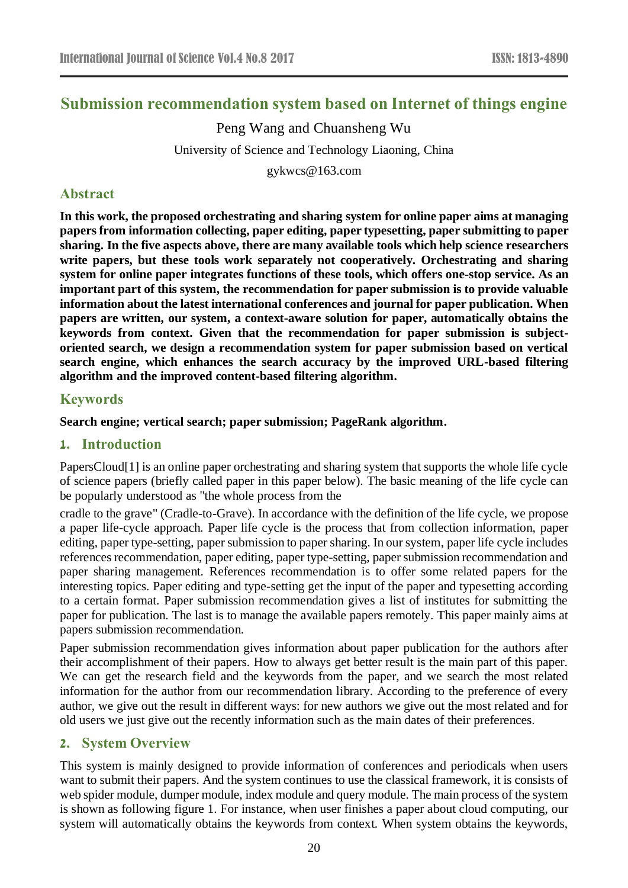# Submission recommendation system based on Internet of things engine

Peng Wang and Chuansheng Wu

University of Science and Technology Liaoning, China

gykwcs@163.com

## Abstract

**In this work, the proposed orchestrating and sharing system for online paper aims at managing papers from information collecting, paper editing, paper typesetting, paper submitting to paper sharing. In the five aspects above, there are many available tools which help science researchers write papers, but these tools work separately not cooperatively. Orchestrating and sharing system for online paper integrates functions of these tools, which offers one-stop service. As an important part of this system, the recommendation for paper submission is to provide valuable information about the latest international conferences and journal for paper publication. When papers are written, our system, a context-aware solution for paper, automatically obtains the keywords from context. Given that the recommendation for paper submission is subject-oriented search, we design a recommendation system for paper submission based on vertical search engine, which enhances the search accuracy by the improved URL-based filtering algorithm and the improved content-based filtering algorithm.**

## Keywords

**Search engine; vertical search; paper submission; PageRank algorithm.**

## 1. Introduction

PapersCloud[1] is an online paper orchestrating and sharing system that supports the whole life cycle of science papers (briefly called paper in this paper below). The basic meaning of the life cycle can be popularly understood as "the whole process from the cradle to the grave" (Cradle-to-Grave). In accordance with the definition of the life cycle, we propose a paper life-cycle approach. Paper life cycle is the process that from collection information, paper editing, paper type-setting, paper submission to paper sharing. In our system, paper life cycle includes references recommendation, paper editing, paper type-setting, paper submission recommendation and paper sharing management. References recommendation is to offer some related papers for the interesting topics. Paper editing and type-setting get the input of the paper and typesetting according to a certain format. Paper submission recommendation gives a list of institutes for submitting the paper for publication. The last is to manage the available papers remotely. This paper mainly aims at papers submission recommendation.

Paper submission recommendation gives information about paper publication for the authors after their accomplishment of their papers. How to always get better result is the main part of this paper. We can get the research field and the keywords from the paper, and we search the most related information for the author from our recommendation library. According to the preference of every author, we give out the result in different ways: for new authors we give out the most related and for old users we just give out the recently information such as the main dates of their preferences.

## 2. System Overview

This system is mainly designed to provide information of conferences and periodicals when users want to submit their papers. And the system continues to use the classical framework, it is consists of web spider module, dumper module, index module and query module. The main process of the system is shown as following figure 1. For instance, when user finishes a paper about cloud computing, our system will automatically obtains the keywords from context. When system obtains the keywords,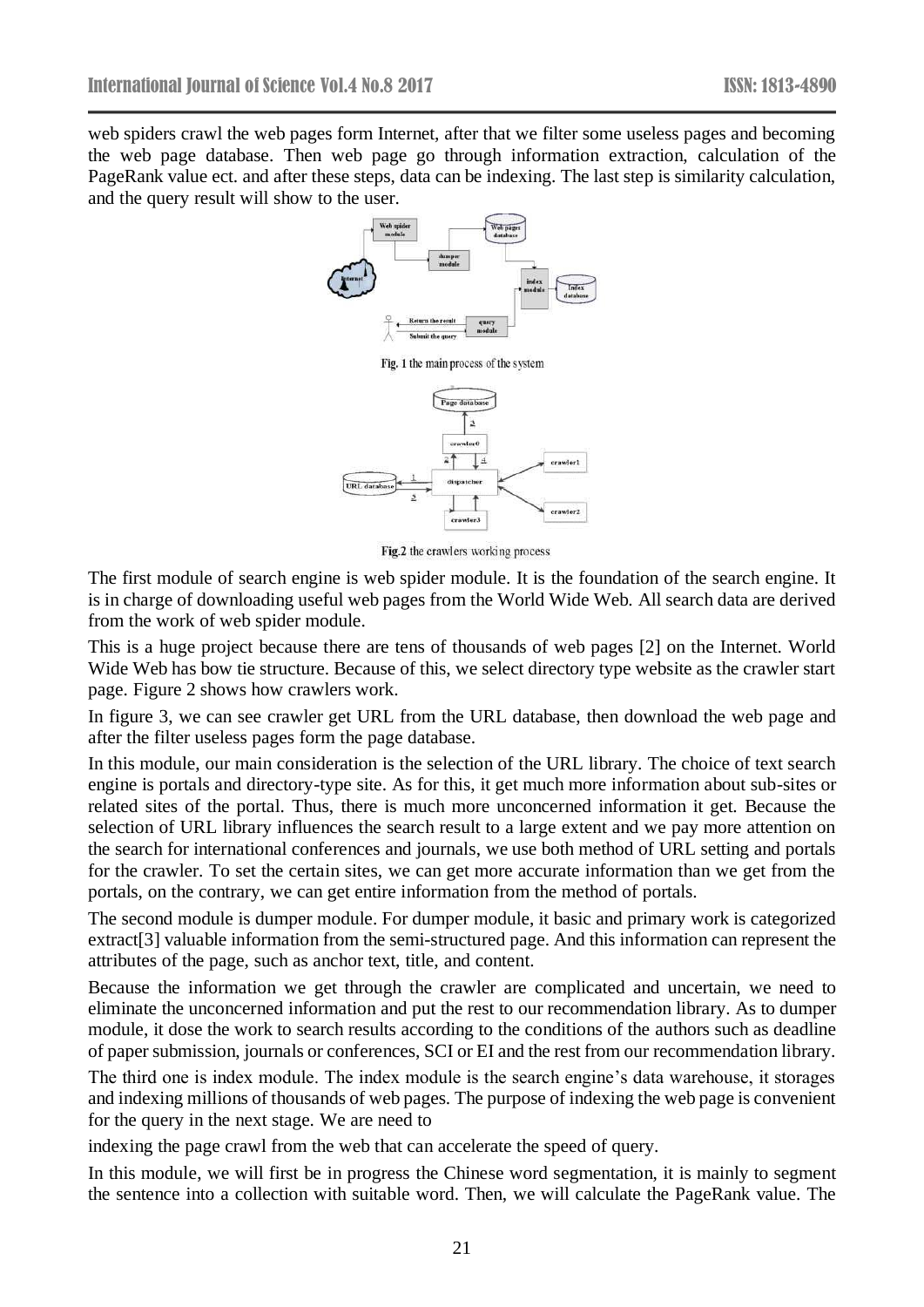web spiders crawl the web pages form Internet, after that we filter some useless pages and becoming the web page database. Then web page go through information extraction, calculation of the PageRank value ect. and after these steps, data can be indexing. The last step is similarity calculation, and the query result will show to the user.

Fig. 1 the main process of the system

Fig.2 the crawlers working process

The first module of search engine is web spider module. It is the foundation of the search engine. It is in charge of downloading useful web pages from the World Wide Web. All search data are derived from the work of web spider module.

This is a huge project because there are tens of thousands of web pages [2] on the Internet. World Wide Web has bow tie structure. Because of this, we select directory type website as the crawler start page. Figure 2 shows how crawlers work.

In figure 3, we can see crawler get URL from the URL database, then download the web page and after the filter useless pages form the page database.

In this module, our main consideration is the selection of the URL library. The choice of text search engine is portals and directory-type site. As for this, it get much more information about sub-sites or related sites of the portal. Thus, there is much more unconcerned information it get. Because the selection of URL library influences the search result to a large extent and we pay more attention on the search for international conferences and journals, we use both method of URL setting and portals for the crawler. To set the certain sites, we can get more accurate information than we get from the portals, on the contrary, we can get entire information from the method of portals.

The second module is dumper module. For dumper module, it basic and primary work is categorized extract[3] valuable information from the semi-structured page. And this information can represent the attributes of the page, such as anchor text, title, and content.

Because the information we get through the crawler are complicated and uncertain, we need to eliminate the unconcerned information and put the rest to our recommendation library. As to dumper module, it dose the work to search results according to the conditions of the authors such as deadline of paper submission, journals or conferences, SCI or EI and the rest from our recommendation library.

The third one is index module. The index module is the search engine's data warehouse, it storages and indexing millions of thousands of web pages. The purpose of indexing the web page is convenient for the query in the next stage. We are need to

indexing the page crawl from the web that can accelerate the speed of query.

In this module, we will first be in progress the Chinese word segmentation, it is mainly to segment the sentence into a collection with suitable word. Then, we will calculate the PageRank value. The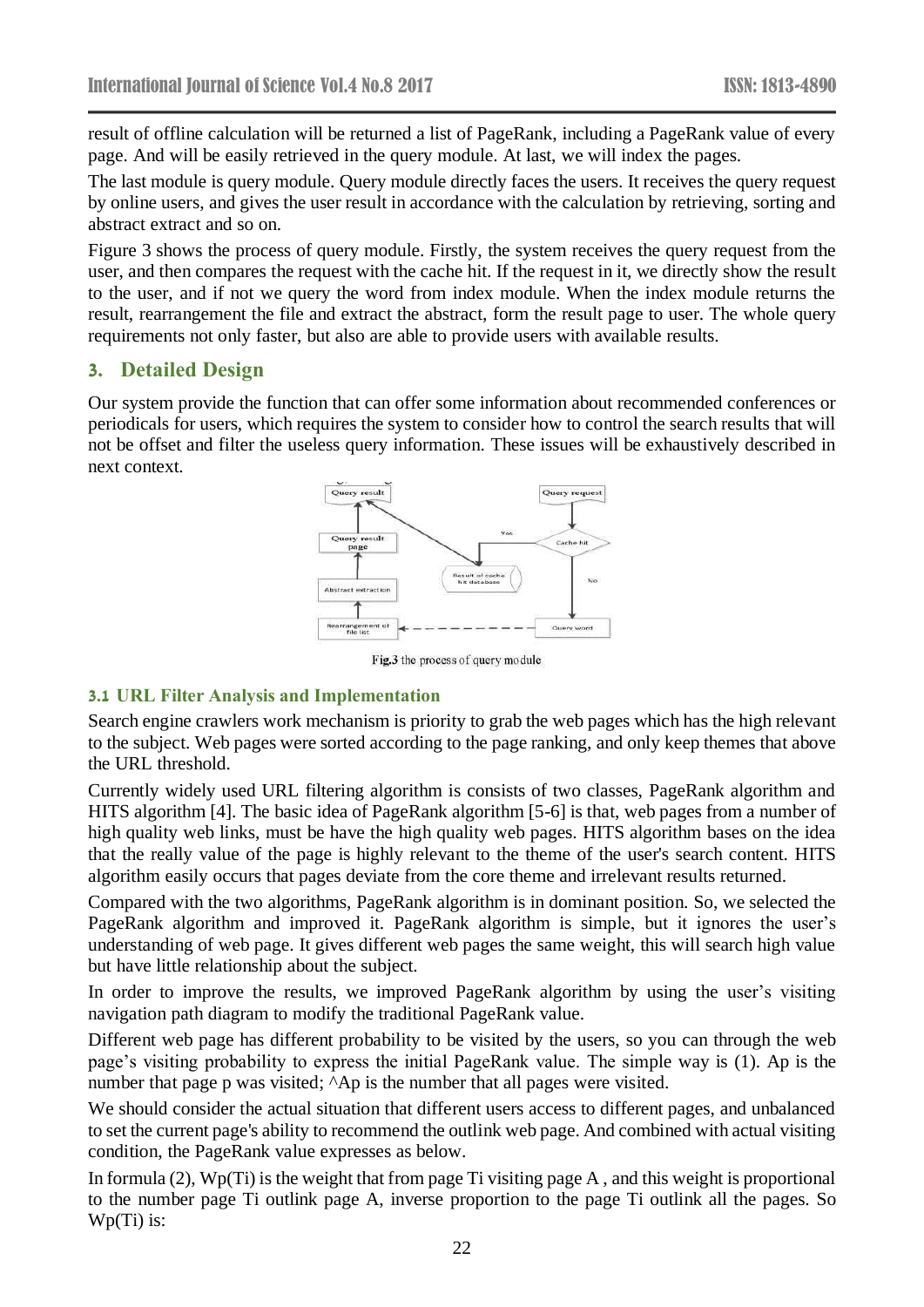result of offline calculation will be returned a list of PageRank, including a PageRank value of every page. And will be easily retrieved in the query module. At last, we will index the pages.

The last module is query module. Query module directly faces the users. It receives the query request by online users, and gives the user result in accordance with the calculation by retrieving, sorting and abstract extract and so on.

Figure 3 shows the process of query module. Firstly, the system receives the query request from the user, and then compares the request with the cache hit. If the request in it, we directly show the result to the user, and if not we query the word from index module. When the index module returns the result, rearrangement the file and extract the abstract, form the result page to user. The whole query requirements not only faster, but also are able to provide users with available results.

## 3. Detailed Design

Our system provide the function that can offer some information about recommended conferences or periodicals for users, which requires the system to consider how to control the search results that will not be offset and filter the useless query information. These issues will be exhaustively described in next context.

Fig.3 the process of query module

### 3.1 URL Filter Analysis and Implementation

Search engine crawlers work mechanism is priority to grab the web pages which has the high relevant to the subject. Web pages were sorted according to the page ranking, and only keep themes that above the URL threshold.

Currently widely used URL filtering algorithm is consists of two classes, PageRank algorithm and HITS algorithm [4]. The basic idea of PageRank algorithm [5-6] is that, web pages from a number of high quality web links, must be have the high quality web pages. HITS algorithm bases on the idea that the really value of the page is highly relevant to the theme of the user's search content. HITS algorithm easily occurs that pages deviate from the core theme and irrelevant results returned.

Compared with the two algorithms, PageRank algorithm is in dominant position. So, we selected the PageRank algorithm and improved it. PageRank algorithm is simple, but it ignores the user's understanding of web page. It gives different web pages the same weight, this will search high value but have little relationship about the subject.

In order to improve the results, we improved PageRank algorithm by using the user's visiting navigation path diagram to modify the traditional PageRank value.

Different web page has different probability to be visited by the users, so you can through the web page's visiting probability to express the initial PageRank value. The simple way is (1). Ap is the number that page p was visited; ^Ap is the number that all pages were visited.

We should consider the actual situation that different users access to different pages, and unbalanced to set the current page's ability to recommend the outlink web page. And combined with actual visiting condition, the PageRank value expresses as below.

In formula (2), Wp(Ti) is the weight that from page Ti visiting page A , and this weight is proportional to the number page Ti outlink page A, inverse proportion to the page Ti outlink all the pages. So Wp(Ti) is: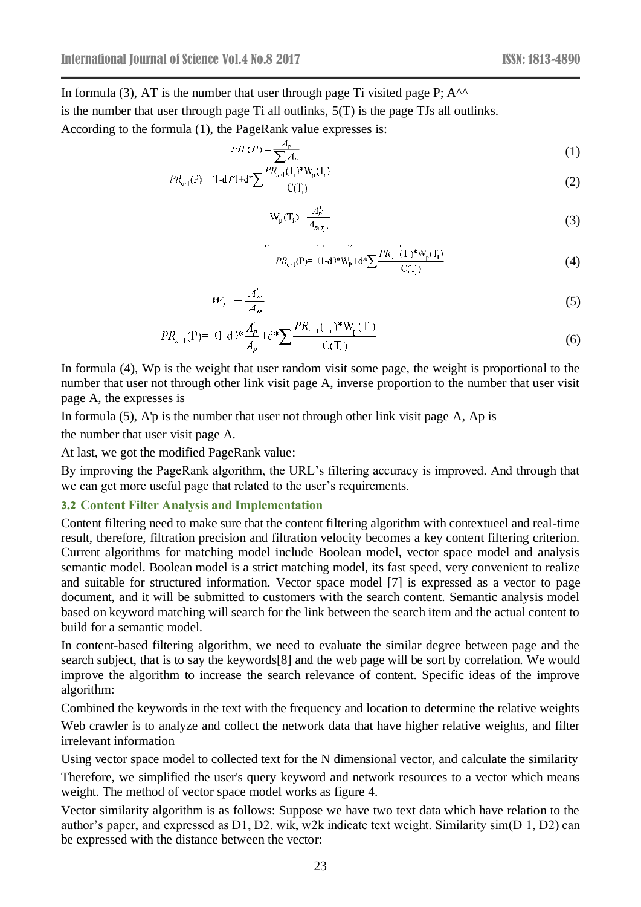In formula (3), AT is the number that user through page Ti visited page P; A^^ is the number that user through page Ti all outlinks, 5(T) is the page TJs all outlinks.

According to the formula (1), the PageRank value expresses is:

$$PR_1(P) = \frac{A_P}{\sum A_P} \tag{1}$$

$$PR_{n+1}(P) = (1-d)*1+d*\sum \frac{PR_{n+1}(T_i)*W_p(T_i)}{C(T_i)} \tag{2}$$

$$W_p(T_i) = \frac{A_P^{T_i}}{A_{S(T_i)}} \tag{3}$$

$$PR_{n+1}(P) = (1-d)*W_p+d*\sum \frac{PR_{n+1}(T_i)*W_p(T_i)}{C(T_i)} \tag{4}$$

$$W_P = \frac{A'_P}{A_P} \tag{5}$$

$$PR_{n+1}(P) = (1-d)*\frac{A'_P}{A_P}+d*\sum \frac{PR_{n-1}(T_i)*W_p(T_i)}{C(T_i)} \tag{6}$$

In formula (4), Wp is the weight that user random visit some page, the weight is proportional to the number that user not through other link visit page A, inverse proportion to the number that user visit page A, the expresses is

In formula (5), A'p is the number that user not through other link visit page A, Ap is the number that user visit page A.

At last, we got the modified PageRank value:

By improving the PageRank algorithm, the URL's filtering accuracy is improved. And through that we can get more useful page that related to the user's requirements.

### 3.2 Content Filter Analysis and Implementation

Content filtering need to make sure that the content filtering algorithm with contextueel and real-time result, therefore, filtration precision and filtration velocity becomes a key content filtering criterion. Current algorithms for matching model include Boolean model, vector space model and analysis semantic model. Boolean model is a strict matching model, its fast speed, very convenient to realize and suitable for structured information. Vector space model [7] is expressed as a vector to page document, and it will be submitted to customers with the search content. Semantic analysis model based on keyword matching will search for the link between the search item and the actual content to build for a semantic model.

In content-based filtering algorithm, we need to evaluate the similar degree between page and the search subject, that is to say the keywords[8] and the web page will be sort by correlation. We would improve the algorithm to increase the search relevance of content. Specific ideas of the improve algorithm:

Combined the keywords in the text with the frequency and location to determine the relative weights

Web crawler is to analyze and collect the network data that have higher relative weights, and filter irrelevant information

Using vector space model to collected text for the N dimensional vector, and calculate the similarity

Therefore, we simplified the user's query keyword and network resources to a vector which means weight. The method of vector space model works as figure 4.

Vector similarity algorithm is as follows: Suppose we have two text data which have relation to the author's paper, and expressed as D1, D2. wik, w2k indicate text weight. Similarity sim(D 1, D2) can be expressed with the distance between the vector: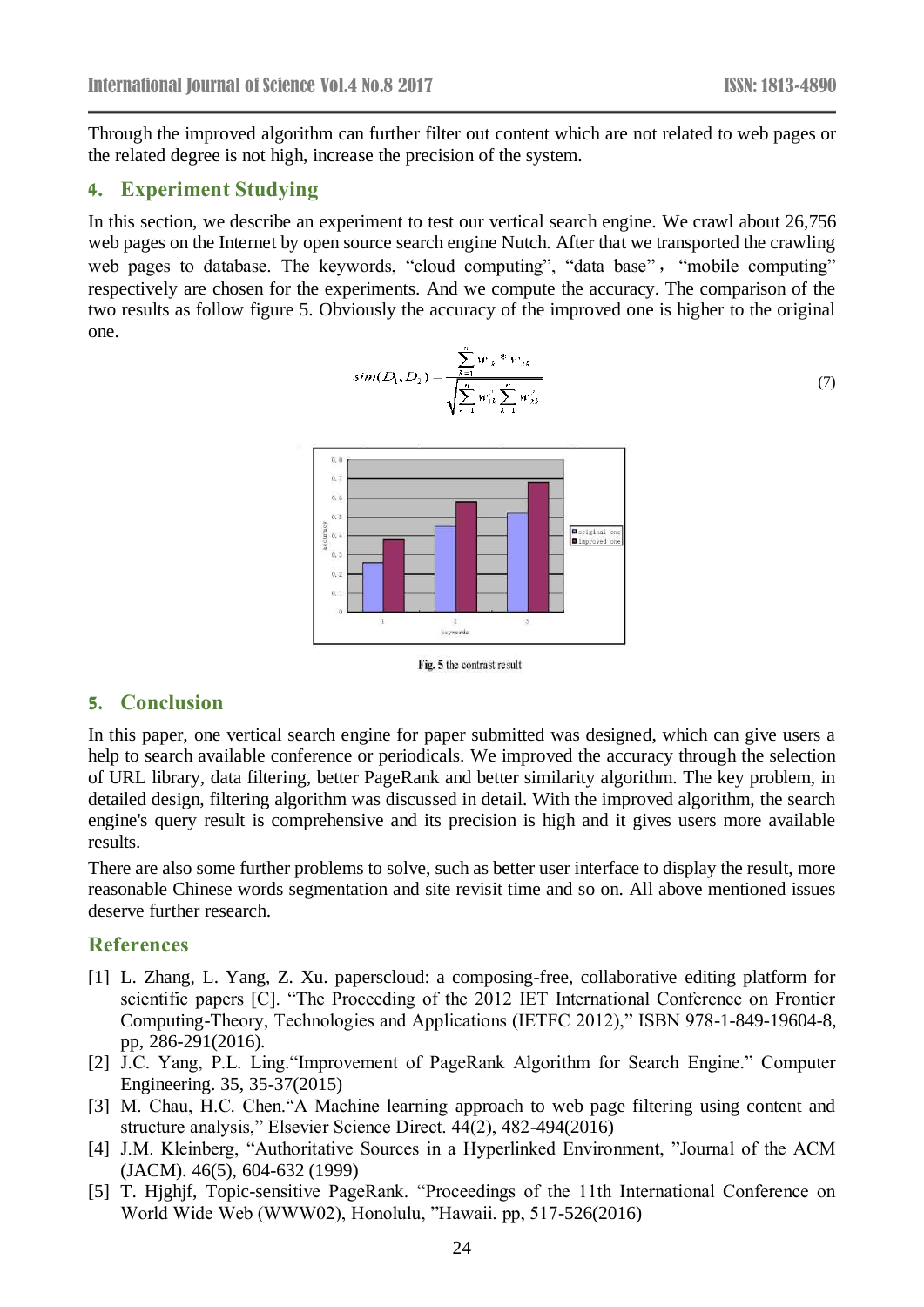Through the improved algorithm can further filter out content which are not related to web pages or the related degree is not high, increase the precision of the system.

## 4. Experiment Studying

In this section, we describe an experiment to test our vertical search engine. We crawl about 26,756 web pages on the Internet by open source search engine Nutch. After that we transported the crawling web pages to database. The keywords, "cloud computing", "data base"， "mobile computing" respectively are chosen for the experiments. And we compute the accuracy. The comparison of the two results as follow figure 5. Obviously the accuracy of the improved one is higher to the original one.

$$sim(D_1, D_2) = \frac{\sum_{k=1}^{n} w_{1k} * w_{2k}}{\sqrt{\sum_{k=1}^{n} w_{1k}^2 \sum_{k=1}^{n} w_{2k}^2}} \tag{7}$$

Fig. 5 the contrast result

## 5. Conclusion

In this paper, one vertical search engine for paper submitted was designed, which can give users a help to search available conference or periodicals. We improved the accuracy through the selection of URL library, data filtering, better PageRank and better similarity algorithm. The key problem, in detailed design, filtering algorithm was discussed in detail. With the improved algorithm, the search engine's query result is comprehensive and its precision is high and it gives users more available results.

There are also some further problems to solve, such as better user interface to display the result, more reasonable Chinese words segmentation and site revisit time and so on. All above mentioned issues deserve further research.

## References

[1] L. Zhang, L. Yang, Z. Xu. paperscloud: a composing-free, collaborative editing platform for scientific papers [C]. "The Proceeding of the 2012 IET International Conference on Frontier Computing-Theory, Technologies and Applications (IETFC 2012)," ISBN 978-1-849-19604-8, pp, 286-291(2016).

[2] J.C. Yang, P.L. Ling."Improvement of PageRank Algorithm for Search Engine." Computer Engineering. 35, 35-37(2015)

[3] M. Chau, H.C. Chen."A Machine learning approach to web page filtering using content and structure analysis," Elsevier Science Direct. 44(2), 482-494(2016)

[4] J.M. Kleinberg, "Authoritative Sources in a Hyperlinked Environment, "Journal of the ACM (JACM). 46(5), 604-632 (1999)

[5] T. Hjghjf, Topic-sensitive PageRank. "Proceedings of the 11th International Conference on World Wide Web (WWW02), Honolulu, "Hawaii. pp, 517-526(2016)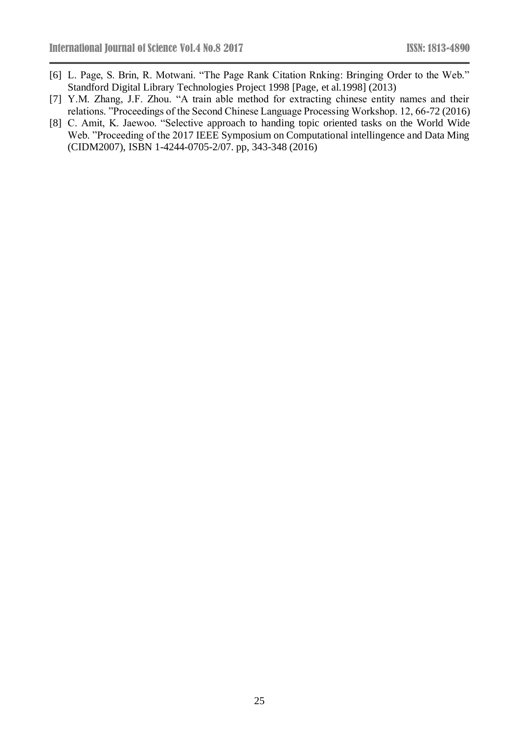[6] L. Page, S. Brin, R. Motwani. "The Page Rank Citation Rnking: Bringing Order to the Web." Standford Digital Library Technologies Project 1998 [Page, et al.1998] (2013)

[7] Y.M. Zhang, J.F. Zhou. "A train able method for extracting chinese entity names and their relations. "Proceedings of the Second Chinese Language Processing Workshop. 12, 66-72 (2016)

[8] C. Amit, K. Jaewoo. "Selective approach to handing topic oriented tasks on the World Wide Web. "Proceeding of the 2017 IEEE Symposium on Computational intellingence and Data Ming (CIDM2007), ISBN 1-4244-0705-2/07. pp, 343-348 (2016)